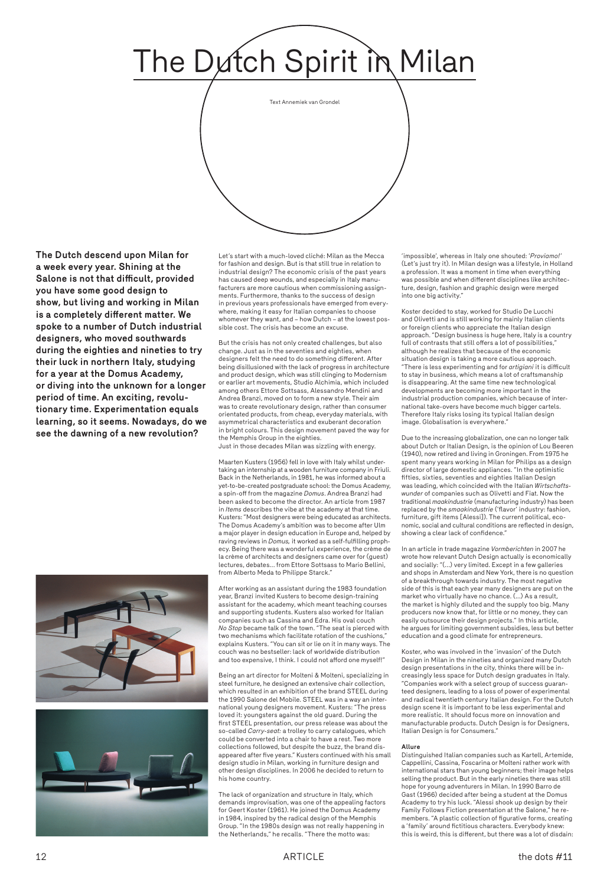# The Dutch Spirit in Milan

Text Annemiek van Grondel

**The Dutch descend upon Milan for a week every year. Shining at the Salone is not that difficult, provided you have some good design to show, but living and working in Milan is a completely different matter. We spoke to a number of Dutch industrial designers, who moved southwards during the eighties and nineties to try their luck in northern Italy, studying for a year at the Domus Academy, or diving into the unknown for a longer period of time. An exciting, revolutionary time. Experimentation equals learning, so it seems. Nowadays, do we see the dawning of a new revolution?**

Let's start with a much-loved cliché: Milan as the Mecca for fashion and design. But is that still true in relation to industrial design? The economic crisis of the past years has caused deep wounds, and especially in Italy manufacturers are more cautious when commissioning assignments. Furthermore, thanks to the success of design in previous years professionals have emerged from everywhere, making it easy for Italian companies to choose whomever they want, and – how Dutch – at the lowest possible cost. The crisis has become an excuse.

But the crisis has not only created challenges, but also change. Just as in the seventies and eighties, when designers felt the need to do something different. After being disillusioned with the lack of progress in architecture and product design, which was still clinging to Modernism or earlier art movements, Studio Alchimia, which included among others Ettore Sottsass, Alessandro Mendini and Andrea Branzi, moved on to form a new style. Their aim was to create revolutionary design, rather than consumer orientated products, from cheap, everyday materials, with asymmetrical characteristics and exuberant decoration in bright colours. This design movement paved the way for the Memphis Group in the eighties.
Just in those decades Milan was sizzling with energy.

Maarten Kusters (1956) fell in love with Italy whilst undertaking an internship at a wooden furniture company in Friuli. Back in the Netherlands, in 1981, he was informed about a yet-to-be-created postgraduate school: the Domus Academy, a spin-off from the magazine *Domus*. Andrea Branzi had been asked to become the director. An article from 1987 in *Items* describes the vibe at the academy at that time. Kusters: "Most designers were being educated as architects. The Domus Academy's ambition was to become after Ulm a major player in design education in Europe and, helped by raving reviews in *Domus,* it worked as a self-fulfilling prophecy. Being there was a wonderful experience, the crème de la crème of architects and designers came over for (guest) lectures, debates... from Ettore Sottsass to Mario Bellini, from Alberto Meda to Philippe Starck."

After working as an assistant during the 1983 foundation year, Branzi invited Kusters to become design-training assistant for the academy, which meant teaching courses and supporting students. Kusters also worked for Italian companies such as Cassina and Edra. His oval couch *No Stop* became talk of the town. "The seat is pierced with two mechanisms which facilitate rotation of the cushions," explains Kusters. "You can sit or lie on it in many ways. The couch was no bestseller: lack of worldwide distribution and too expensive, I think. I could not afford one myself!"

Being an art director for Molteni & Molteni, specializing in steel furniture, he designed an extensive chair collection, which resulted in an exhibition of the brand STEEL during the 1990 Salone del Mobile. STEEL was in a way an international young designers movement. Kusters: "The press loved it: youngsters against the old guard. During the first STEEL presentation, our press release was about the so-called *Carry-seat:* a trolley to carry catalogues, which could be converted into a chair to have a rest. Two more collections followed, but despite the buzz, the brand disappeared after five years." Kusters continued with his small design studio in Milan, working in furniture design and other design disciplines. In 2006 he decided to return to his home country.

The lack of organization and structure in Italy, which demands improvisation, was one of the appealing factors for Geert Koster (1961). He joined the Domus Academy in 1984, inspired by the radical design of the Memphis Group. "In the 1980s design was not really happening in the Netherlands," he recalls. "There the motto was: 'impossible', whereas in Italy one shouted: '*Proviamo!*' (Let's just try it). In Milan design was a lifestyle, in Holland a profession. It was a moment in time when everything was possible and when different disciplines like architecture, design, fashion and graphic design were merged into one big activity."

Koster decided to stay, worked for Studio De Lucchi and Olivetti and is still working for mainly Italian clients or foreign clients who appreciate the Italian design approach. "Design business is huge here, Italy is a country full of contrasts that still offers a lot of possibilities," although he realizes that because of the economic situation design is taking a more cautious approach. "There is less experimenting and for *artigiani* it is difficult to stay in business, which means a lot of craftsmanship is disappearing. At the same time new technological developments are becoming more important in the industrial production companies, which because of international take-overs have become much bigger cartels. Therefore Italy risks losing its typical Italian design image. Globalisation is everywhere."

Due to the increasing globalization, one can no longer talk about Dutch or Italian Design, is the opinion of Lou Beeren (1940), now retired and living in Groningen. From 1975 he spent many years working in Milan for Philips as a design director of large domestic appliances. "In the optimistic fifties, sixties, seventies and eighties Italian Design was leading, which coincided with the Italian *Wirtschaftswunder* of companies such as Olivetti and Fiat. Now the traditional *maakindustrie* (manufacturing industry) has been replaced by the *smaakindustrie* ('flavor' industry: fashion, furniture, gift items [Alessi]). The current political, economic, social and cultural conditions are reflected in design, showing a clear lack of confidence."

In an article in trade magazine *Vormberichten* in 2007 he wrote how relevant Dutch Design actually is economically and socially: "(...) very limited. Except in a few galleries and shops in Amsterdam and New York, there is no question of a breakthrough towards industry. The most negative side of this is that each year many designers are put on the market who virtually have no chance. (...) As a result, the market is highly diluted and the supply too big. Many producers now know that, for little or no money, they can easily outsource their design projects." In this article, he argues for limiting government subsidies, less but better education and a good climate for entrepreneurs.

Koster, who was involved in the 'invasion' of the Dutch Design in Milan in the nineties and organized many Dutch design presentations in the city, thinks there will be increasingly less space for Dutch design graduates in Italy. "Companies work with a select group of success guaranteed designers, leading to a loss of power of experimental and radical twentieth century Italian design. For the Dutch design scene it is important to be less experimental and more realistic. It should focus more on innovation and manufacturable products. Dutch Design is for Designers, Italian Design is for Consumers."

**Allure**

Distinguished Italian companies such as Kartell, Artemide, Cappellini, Cassina, Foscarina or Molteni rather work with international stars than young beginners; their image helps selling the product. But in the early nineties there was still hope for young adventurers in Milan. In 1990 Barro de Gast (1966) decided after being a student at the Domus Academy to try his luck. "Alessi shook up design by their Family Follows Fiction presentation at the Salone," he remembers. "A plastic collection of figurative forms, creating a 'family' around fictitious characters. Everybody knew: this is weird, this is different, but there was a lot of disdain: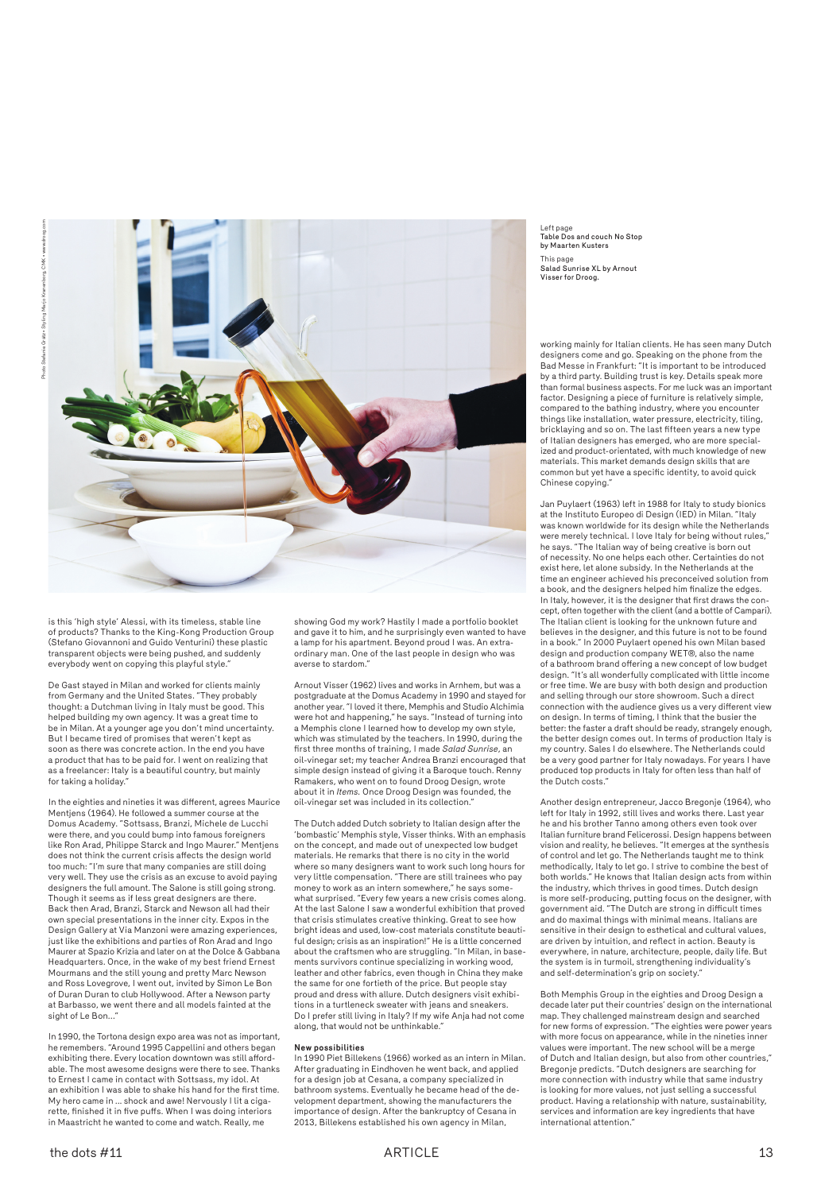Left page
Table Dos and couch No Stop by Maarten Kusters

This page
Salad Sunrise XL by Arnout Visser for Droog.

is this 'high style' Alessi, with its timeless, stable line of products? Thanks to the King-Kong Production Group (Stefano Giovannoni and Guido Venturini) these plastic transparent objects were being pushed, and suddenly everybody went on copying this playful style."

De Gast stayed in Milan and worked for clients mainly from Germany and the United States. "They probably thought: a Dutchman living in Italy must be good. This helped building my own agency. It was a great time to be in Milan. At a younger age you don't mind uncertainty. But I became tired of promises that weren't kept as soon as there was concrete action. In the end you have a product that has to be paid for. I went on realizing that as a freelancer: Italy is a beautiful country, but mainly for taking a holiday."

In the eighties and nineties it was different, agrees Maurice Mentjens (1964). He followed a summer course at the Domus Academy. "Sottsass, Branzi, Michele de Lucchi were there, and you could bump into famous foreigners like Ron Arad, Philippe Starck and Ingo Maurer." Mentjens does not think the current crisis affects the design world too much: "I'm sure that many companies are still doing very well. They use the crisis as an excuse to avoid paying designers the full amount. The Salone is still going strong. Though it seems as if less great designers are there. Back then Arad, Branzi, Starck and Newson all had their own special presentations in the inner city. Expos in the Design Gallery at Via Manzoni were amazing experiences, just like the exhibitions and parties of Ron Arad and Ingo Maurer at Spazio Krizia and later on at the Dolce & Gabbana Headquarters. Once, in the wake of my best friend Ernest Mourmans and the still young and pretty Marc Newson and Ross Lovegrove, I went out, invited by Simon Le Bon of Duran Duran to club Hollywood. After a Newson party at Barbasso, we went there and all models fainted at the sight of Le Bon..."

In 1990, the Tortona design expo area was not as important, he remembers. "Around 1995 Cappellini and others began exhibiting there. Every location downtown was still affordable. The most awesome designs were there to see. Thanks to Ernest I came in contact with Sottsass, my idol. At an exhibition I was able to shake his hand for the first time. My hero came in ... shock and awe! Nervously I lit a cigarette, finished it in five puffs. When I was doing interiors in Maastricht he wanted to come and watch. Really, me showing God my work? Hastily I made a portfolio booklet and gave it to him, and he surprisingly even wanted to have a lamp for his apartment. Beyond proud I was. An extraordinary man. One of the last people in design who was averse to stardom."

Arnout Visser (1962) lives and works in Arnhem, but was a postgraduate at the Domus Academy in 1990 and stayed for another year. "I loved it there, Memphis and Studio Alchimia were hot and happening," he says. "Instead of turning into a Memphis clone I learned how to develop my own style, which was stimulated by the teachers. In 1990, during the first three months of training, I made *Salad Sunrise*, an oil-vinegar set; my teacher Andrea Branzi encouraged that simple design instead of giving it a Baroque touch. Renny Ramakers, who went on to found Droog Design, wrote about it in *Items*. Once Droog Design was founded, the oil-vinegar set was included in its collection."

The Dutch added Dutch sobriety to Italian design after the 'bombastic' Memphis style, Visser thinks. With an emphasis on the concept, and made out of unexpected low budget materials. He remarks that there is no city in the world where so many designers want to work such long hours for very little compensation. "There are still trainees who pay money to work as an intern somewhere," he says somewhat surprised. "Every few years a new crisis comes along. At the last Salone I saw a wonderful exhibition that proved that crisis stimulates creative thinking. Great to see how bright ideas and used, low-cost materials constitute beautiful design; crisis as an inspiration!" He is a little concerned about the craftsmen who are struggling. "In Milan, in basements survivors continue specializing in working wood, leather and other fabrics, even though in China they make the same for one fortieth of the price. But people stay proud and dress with allure. Dutch designers visit exhibitions in a turtleneck sweater with jeans and sneakers. Do I prefer still living in Italy? If my wife Anja had not come along, that would not be unthinkable."

**New possibilities**

In 1990 Piet Billekens (1966) worked as an intern in Milan. After graduating in Eindhoven he went back, and applied for a design job at Cesana, a company specialized in bathroom systems. Eventually he became head of the development department, showing the manufacturers the importance of design. After the bankruptcy of Cesana in 2013, Billekens established his own agency in Milan, working mainly for Italian clients. He has seen many Dutch designers come and go. Speaking on the phone from the Bad Messe in Frankfurt: "It is important to be introduced by a third party. Building trust is key. Details speak more than formal business aspects. For me luck was an important factor. Designing a piece of furniture is relatively simple, compared to the bathing industry, where you encounter things like installation, water pressure, electricity, tiling, bricklaying and so on. The last fifteen years a new type of Italian designers has emerged, who are more specialized and product-orientated, with much knowledge of new materials. This market demands design skills that are common but yet have a specific identity, to avoid quick Chinese copying."

Jan Puylaert (1963) left in 1988 for Italy to study bionics at the Instituto Europeo di Design (IED) in Milan. "Italy was known worldwide for its design while the Netherlands were merely technical. I love Italy for being without rules," he says. "The Italian way of being creative is born out of necessity. No one helps each other. Certainties do not exist here, let alone subsidy. In the Netherlands at the time an engineer achieved his preconceived solution from a book, and the designers helped him finalize the edges. In Italy, however, it is the designer that first draws the concept, often together with the client (and a bottle of Campari). The Italian client is looking for the unknown future and believes in the designer, and this future is not to be found in a book." In 2000 Puylaert opened his own Milan based design and production company WET®, also the name of a bathroom brand offering a new concept of low budget design. "It's all wonderfully complicated with little income or free time. We are busy with both design and production and selling through our store showroom. Such a direct connection with the audience gives us a very different view on design. In terms of timing, I think that the busier the better: the faster a draft should be ready, strangely enough, the better design comes out. In terms of production Italy is my country. Sales I do elsewhere. The Netherlands could be a very good partner for Italy nowadays. For years I have produced top products in Italy for often less than half of the Dutch costs."

Another design entrepreneur, Jacco Bregonje (1964), who left for Italy in 1992, still lives and works there. Last year he and his brother Tanno among others even took over Italian furniture brand Felicerossi. Design happens between vision and reality, he believes. "It emerges at the synthesis of control and let go. The Netherlands taught me to think methodically, Italy to let go. I strive to combine the best of both worlds." He knows that Italian design acts from within the industry, which thrives in good times. Dutch design is more self-producing, putting focus on the designer, with government aid. "The Dutch are strong in difficult times and do maximal things with minimal means. Italians are sensitive in their design to esthetical and cultural values, are driven by intuition, and reflect in action. Beauty is everywhere, in nature, architecture, people, daily life. But the system is in turmoil, strengthening individuality's and self-determination's grip on society."

Both Memphis Group in the eighties and Droog Design a decade later put their countries' design on the international map. They challenged mainstream design and searched for new forms of expression. "The eighties were power years with more focus on appearance, while in the nineties inner values were important. The new school will be a merge of Dutch and Italian design, but also from other countries," Bregonje predicts. "Dutch designers are searching for more connection with industry while that same industry is looking for more values, not just selling a successful product. Having a relationship with nature, sustainability, services and information are key ingredients that have international attention."